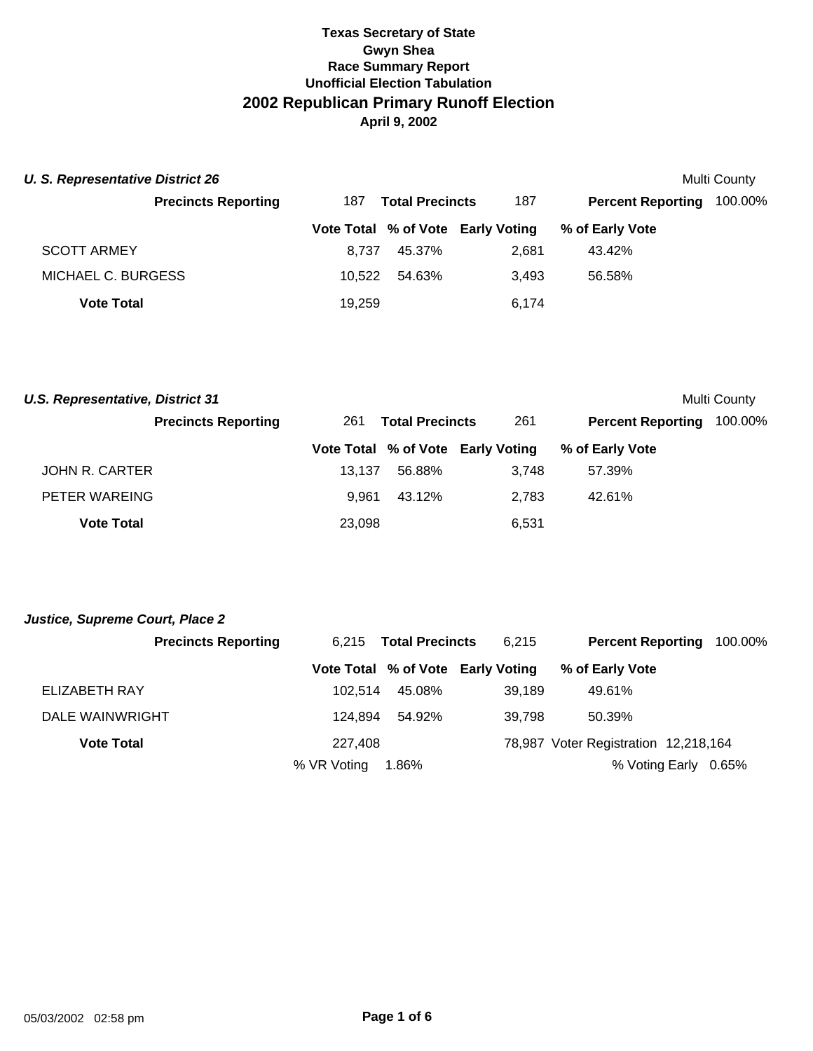**Texas Secretary of State**
**Gwyn Shea**
**Race Summary Report**
**Unofficial Election Tabulation**

## 2002 Republican Primary Runoff Election

**April 9, 2002**

### *U. S. Representative District 26*

Multi County

**Precincts Reporting** 187 **Total Precincts** 187 **Percent Reporting** 100.00%

| | Vote Total | % of Vote | Early Voting | % of Early Vote |
|---|---|---|---|---|
| SCOTT ARMEY | 8,737 | 45.37% | 2,681 | 43.42% |
| MICHAEL C. BURGESS | 10,522 | 54.63% | 3,493 | 56.58% |
| **Vote Total** | 19,259 | | 6,174 | |

### *U.S. Representative, District 31*

Multi County

**Precincts Reporting** 261 **Total Precincts** 261 **Percent Reporting** 100.00%

| | Vote Total | % of Vote | Early Voting | % of Early Vote |
|---|---|---|---|---|
| JOHN R. CARTER | 13,137 | 56.88% | 3,748 | 57.39% |
| PETER WAREING | 9,961 | 43.12% | 2,783 | 42.61% |
| **Vote Total** | 23,098 | | 6,531 | |

### *Justice, Supreme Court, Place 2*

**Precincts Reporting** 6,215 **Total Precincts** 6,215 **Percent Reporting** 100.00%

| | Vote Total | % of Vote | Early Voting | % of Early Vote |
|---|---|---|---|---|
| ELIZABETH RAY | 102,514 | 45.08% | 39,189 | 49.61% |
| DALE WAINWRIGHT | 124,894 | 54.92% | 39,798 | 50.39% |
| **Vote Total** | 227,408 | | 78,987 | Voter Registration 12,218,164 |
| | % VR Voting | 1.86% | | % Voting Early 0.65% |

05/03/2002 02:58 pm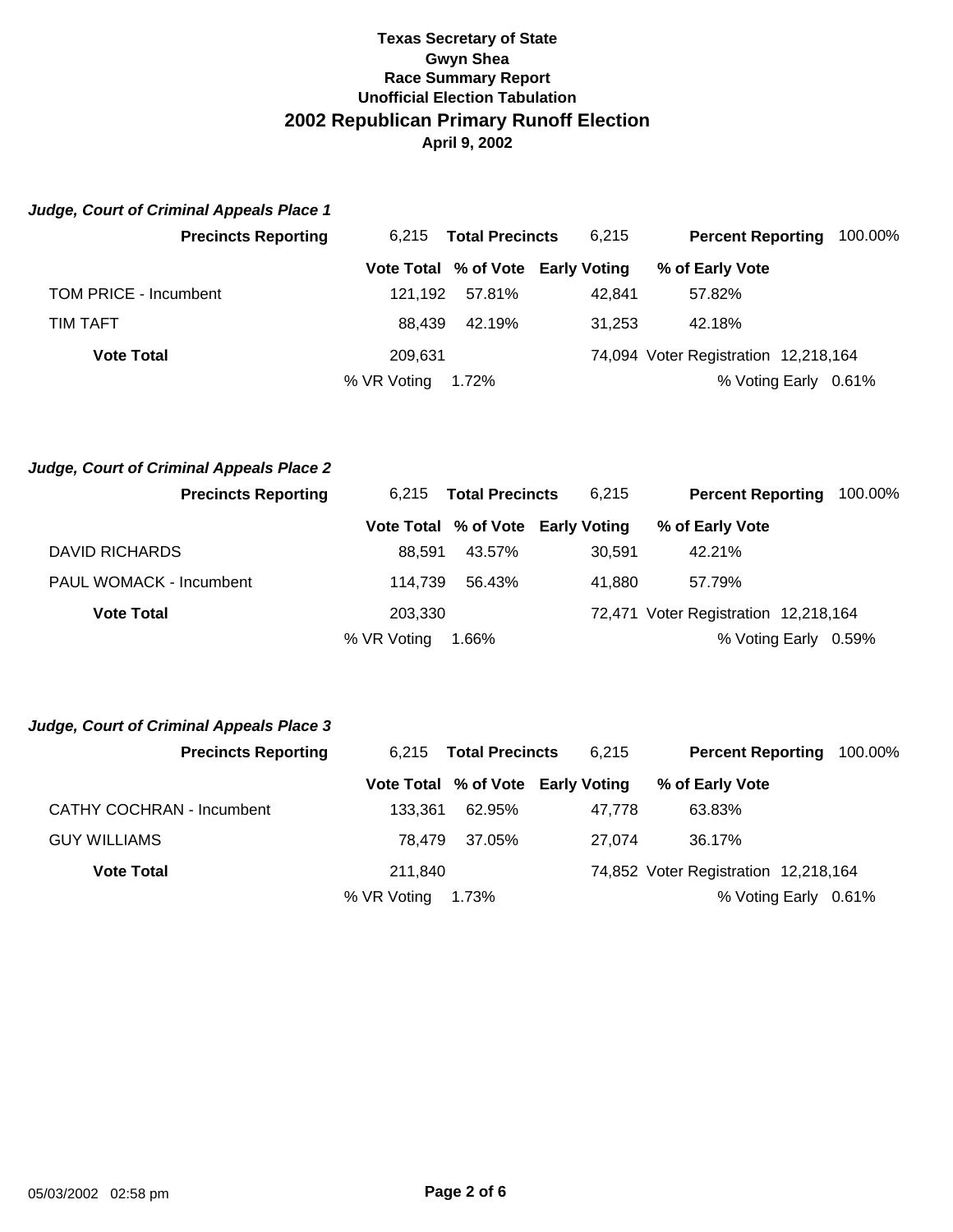# Texas Secretary of State
# Gwyn Shea
## Race Summary Report
## Unofficial Election Tabulation
# 2002 Republican Primary Runoff Election
### April 9, 2002

***Judge, Court of Criminal Appeals Place 1***

**Precincts Reporting** 6,215 **Total Precincts** 6,215 **Percent Reporting** 100.00%

| | Vote Total | % of Vote | Early Voting | % of Early Vote |
|---|---|---|---|---|
| TOM PRICE - Incumbent | 121,192 | 57.81% | 42,841 | 57.82% |
| TIM TAFT | 88,439 | 42.19% | 31,253 | 42.18% |
| **Vote Total** | 209,631 | | 74,094 | Voter Registration 12,218,164 |
| | % VR Voting | 1.72% | | % Voting Early 0.61% |

***Judge, Court of Criminal Appeals Place 2***

**Precincts Reporting** 6,215 **Total Precincts** 6,215 **Percent Reporting** 100.00%

| | Vote Total | % of Vote | Early Voting | % of Early Vote |
|---|---|---|---|---|
| DAVID RICHARDS | 88,591 | 43.57% | 30,591 | 42.21% |
| PAUL WOMACK - Incumbent | 114,739 | 56.43% | 41,880 | 57.79% |
| **Vote Total** | 203,330 | | 72,471 | Voter Registration 12,218,164 |
| | % VR Voting | 1.66% | | % Voting Early 0.59% |

***Judge, Court of Criminal Appeals Place 3***

**Precincts Reporting** 6,215 **Total Precincts** 6,215 **Percent Reporting** 100.00%

| | Vote Total | % of Vote | Early Voting | % of Early Vote |
|---|---|---|---|---|
| CATHY COCHRAN - Incumbent | 133,361 | 62.95% | 47,778 | 63.83% |
| GUY WILLIAMS | 78,479 | 37.05% | 27,074 | 36.17% |
| **Vote Total** | 211,840 | | 74,852 | Voter Registration 12,218,164 |
| | % VR Voting | 1.73% | | % Voting Early 0.61% |

05/03/2002 02:58 pm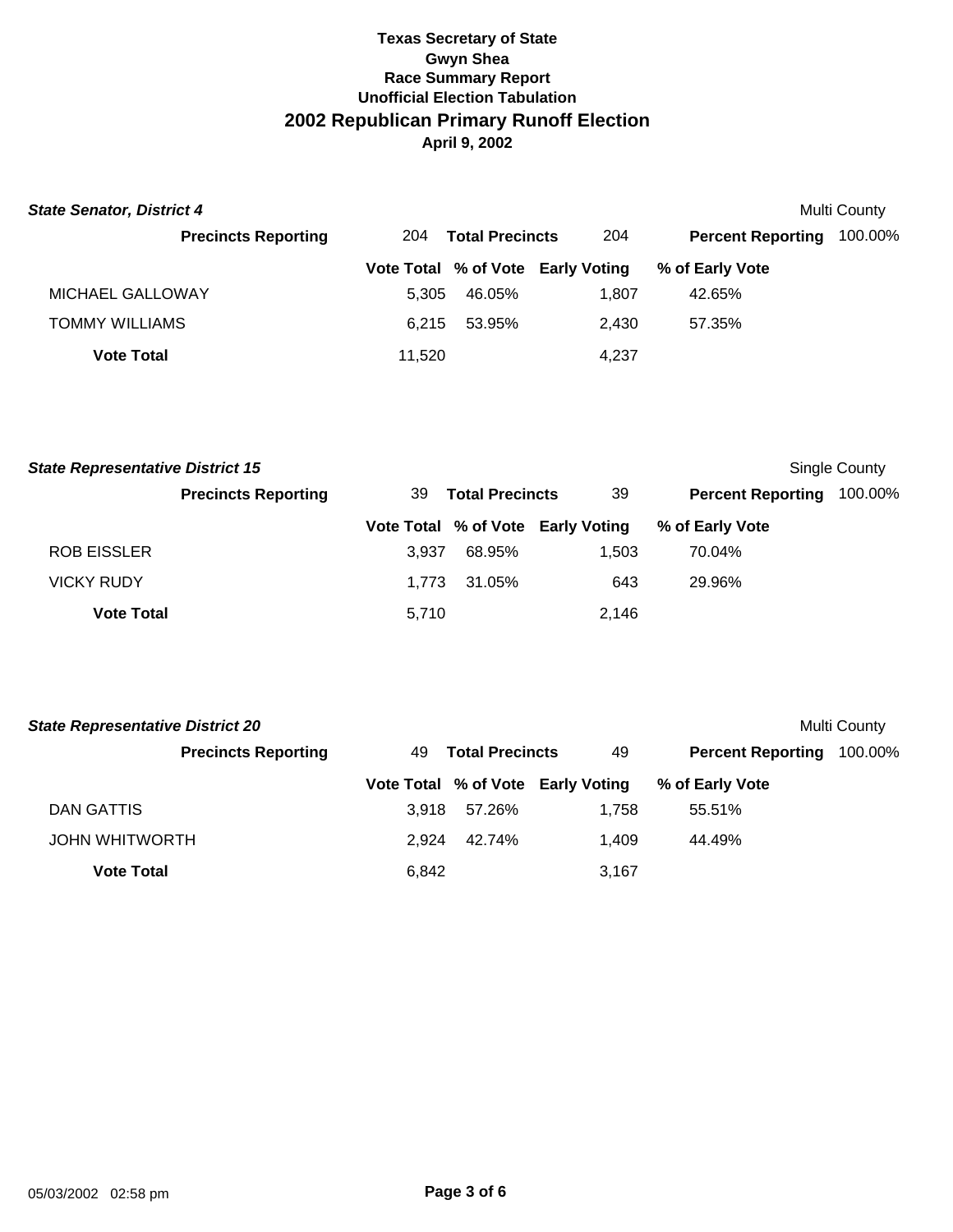**Texas Secretary of State**
**Gwyn Shea**
**Race Summary Report**
**Unofficial Election Tabulation**

# 2002 Republican Primary Runoff Election

**April 9, 2002**

### *State Senator, District 4*

Multi County

**Precincts Reporting** 204 **Total Precincts** 204 **Percent Reporting** 100.00%

| | Vote Total | % of Vote | Early Voting | % of Early Vote |
|---|---|---|---|---|
| MICHAEL GALLOWAY | 5,305 | 46.05% | 1,807 | 42.65% |
| TOMMY WILLIAMS | 6,215 | 53.95% | 2,430 | 57.35% |
| **Vote Total** | 11,520 | | 4,237 | |

### *State Representative District 15*

Single County

**Precincts Reporting** 39 **Total Precincts** 39 **Percent Reporting** 100.00%

| | Vote Total | % of Vote | Early Voting | % of Early Vote |
|---|---|---|---|---|
| ROB EISSLER | 3,937 | 68.95% | 1,503 | 70.04% |
| VICKY RUDY | 1,773 | 31.05% | 643 | 29.96% |
| **Vote Total** | 5,710 | | 2,146 | |

### *State Representative District 20*

Multi County

**Precincts Reporting** 49 **Total Precincts** 49 **Percent Reporting** 100.00%

| | Vote Total | % of Vote | Early Voting | % of Early Vote |
|---|---|---|---|---|
| DAN GATTIS | 3,918 | 57.26% | 1,758 | 55.51% |
| JOHN WHITWORTH | 2,924 | 42.74% | 1,409 | 44.49% |
| **Vote Total** | 6,842 | | 3,167 | |

05/03/2002 02:58 pm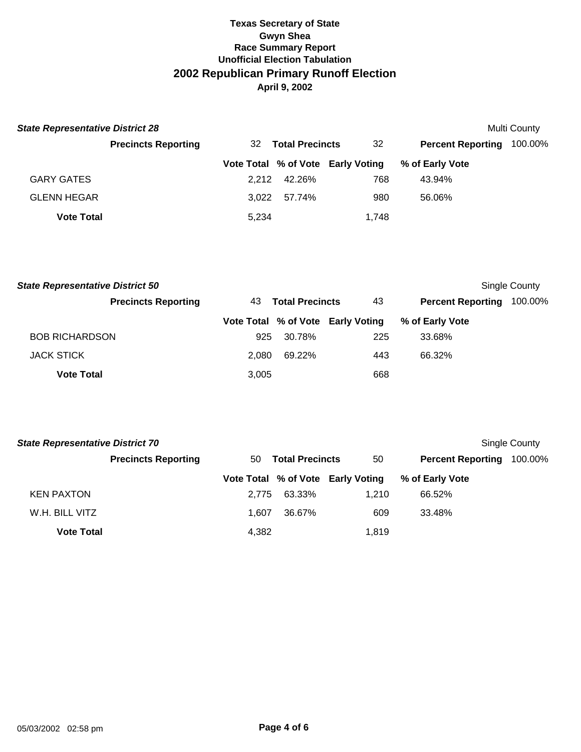# Texas Secretary of State
## Gwyn Shea
### Race Summary Report
### Unofficial Election Tabulation
## 2002 Republican Primary Runoff Election
### April 9, 2002

***State Representative District 28*** — Multi County

**Precincts Reporting** 32 **Total Precincts** 32 **Percent Reporting** 100.00%

| | Vote Total | % of Vote | Early Voting | % of Early Vote |
|---|---|---|---|---|
| GARY GATES | 2,212 | 42.26% | 768 | 43.94% |
| GLENN HEGAR | 3,022 | 57.74% | 980 | 56.06% |
| **Vote Total** | 5,234 | | 1,748 | |

***State Representative District 50*** — Single County

**Precincts Reporting** 43 **Total Precincts** 43 **Percent Reporting** 100.00%

| | Vote Total | % of Vote | Early Voting | % of Early Vote |
|---|---|---|---|---|
| BOB RICHARDSON | 925 | 30.78% | 225 | 33.68% |
| JACK STICK | 2,080 | 69.22% | 443 | 66.32% |
| **Vote Total** | 3,005 | | 668 | |

***State Representative District 70*** — Single County

**Precincts Reporting** 50 **Total Precincts** 50 **Percent Reporting** 100.00%

| | Vote Total | % of Vote | Early Voting | % of Early Vote |
|---|---|---|---|---|
| KEN PAXTON | 2,775 | 63.33% | 1,210 | 66.52% |
| W.H. BILL VITZ | 1,607 | 36.67% | 609 | 33.48% |
| **Vote Total** | 4,382 | | 1,819 | |

05/03/2002 02:58 pm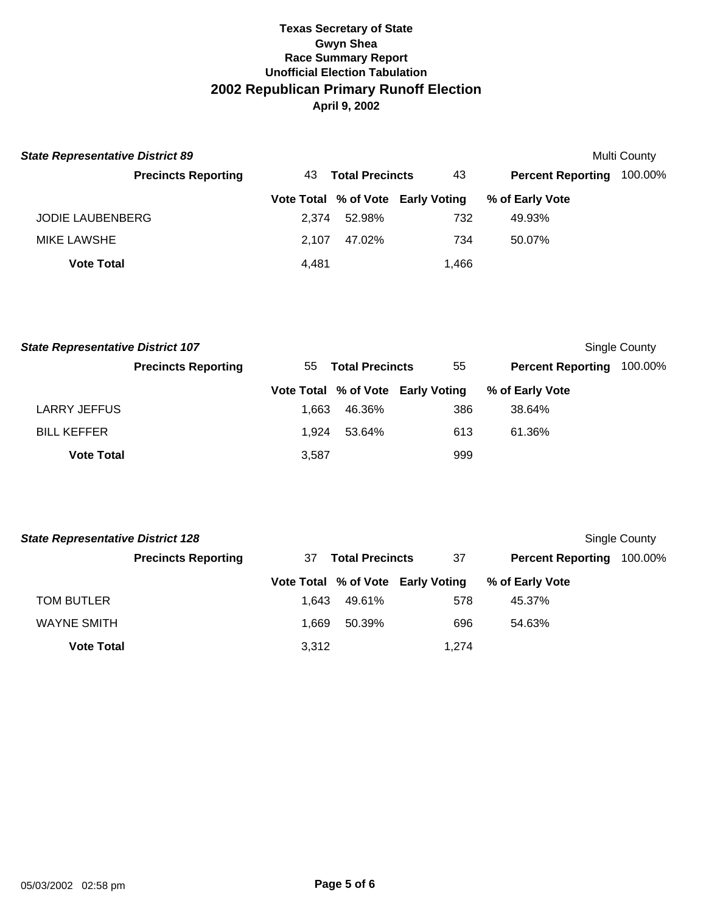**Texas Secretary of State**
**Gwyn Shea**
**Race Summary Report**
**Unofficial Election Tabulation**

## 2002 Republican Primary Runoff Election

**April 9, 2002**

### *State Representative District 89*

Multi County

| Precincts Reporting | 43 | Total Precincts | 43 | Percent Reporting | 100.00% |
|---|---|---|---|---|---|

| | Vote Total | % of Vote | Early Voting | % of Early Vote |
|---|---|---|---|---|
| JODIE LAUBENBERG | 2,374 | 52.98% | 732 | 49.93% |
| MIKE LAWSHE | 2,107 | 47.02% | 734 | 50.07% |
| **Vote Total** | 4,481 | | 1,466 | |

### *State Representative District 107*

Single County

| Precincts Reporting | 55 | Total Precincts | 55 | Percent Reporting | 100.00% |
|---|---|---|---|---|---|

| | Vote Total | % of Vote | Early Voting | % of Early Vote |
|---|---|---|---|---|
| LARRY JEFFUS | 1,663 | 46.36% | 386 | 38.64% |
| BILL KEFFER | 1,924 | 53.64% | 613 | 61.36% |
| **Vote Total** | 3,587 | | 999 | |

### *State Representative District 128*

Single County

| Precincts Reporting | 37 | Total Precincts | 37 | Percent Reporting | 100.00% |
|---|---|---|---|---|---|

| | Vote Total | % of Vote | Early Voting | % of Early Vote |
|---|---|---|---|---|
| TOM BUTLER | 1,643 | 49.61% | 578 | 45.37% |
| WAYNE SMITH | 1,669 | 50.39% | 696 | 54.63% |
| **Vote Total** | 3,312 | | 1,274 | |

05/03/2002 02:58 pm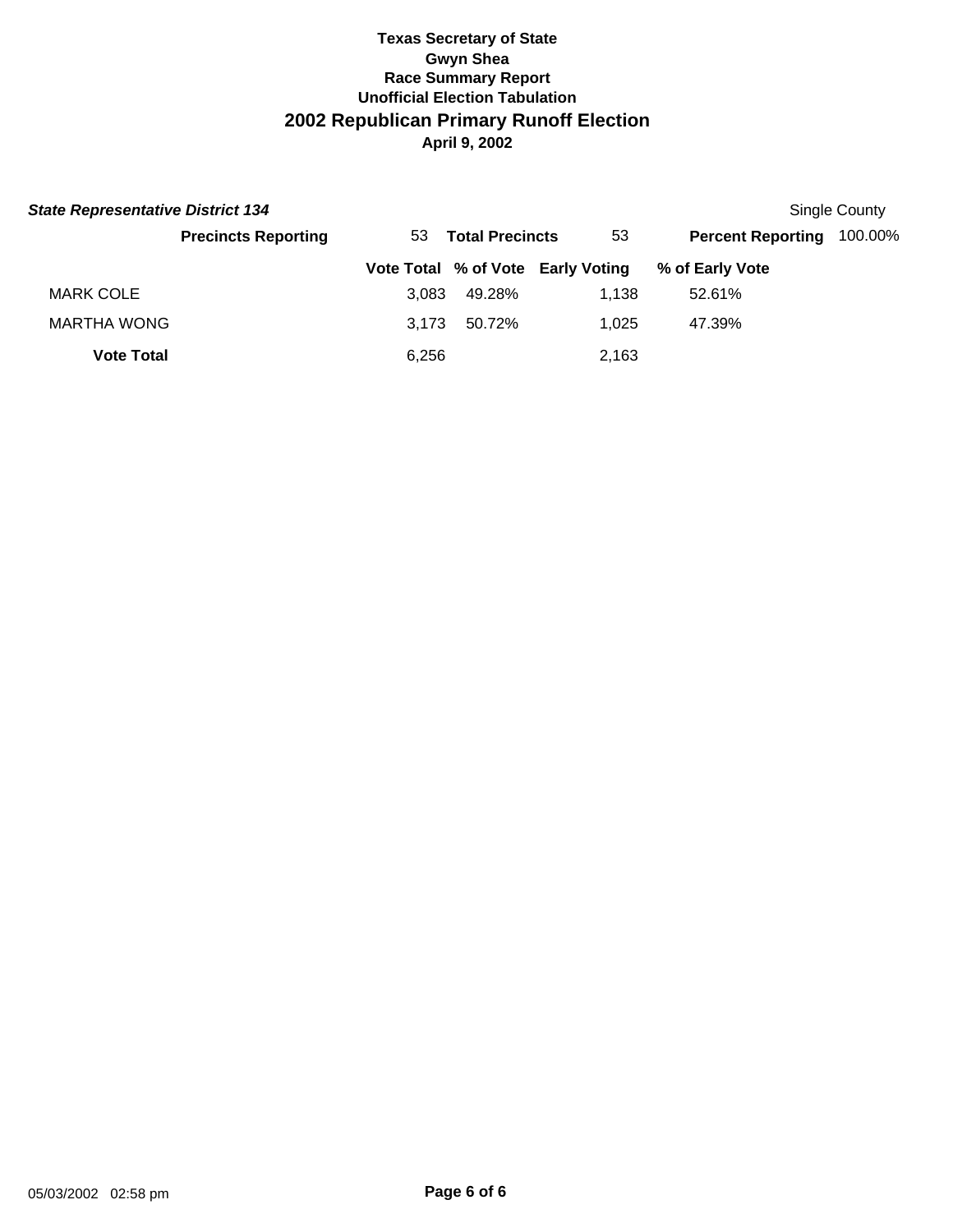**Texas Secretary of State**
**Gwyn Shea**
**Race Summary Report**
**Unofficial Election Tabulation**

# 2002 Republican Primary Runoff Election

**April 9, 2002**

***State Representative District 134*** Single County

**Precincts Reporting** 53 **Total Precincts** 53 **Percent Reporting** 100.00%

| | Vote Total | % of Vote | Early Voting | % of Early Vote |
|---|---|---|---|---|
| MARK COLE | 3,083 | 49.28% | 1,138 | 52.61% |
| MARTHA WONG | 3,173 | 50.72% | 1,025 | 47.39% |
| **Vote Total** | 6,256 | | 2,163 | |

05/03/2002 02:58 pm